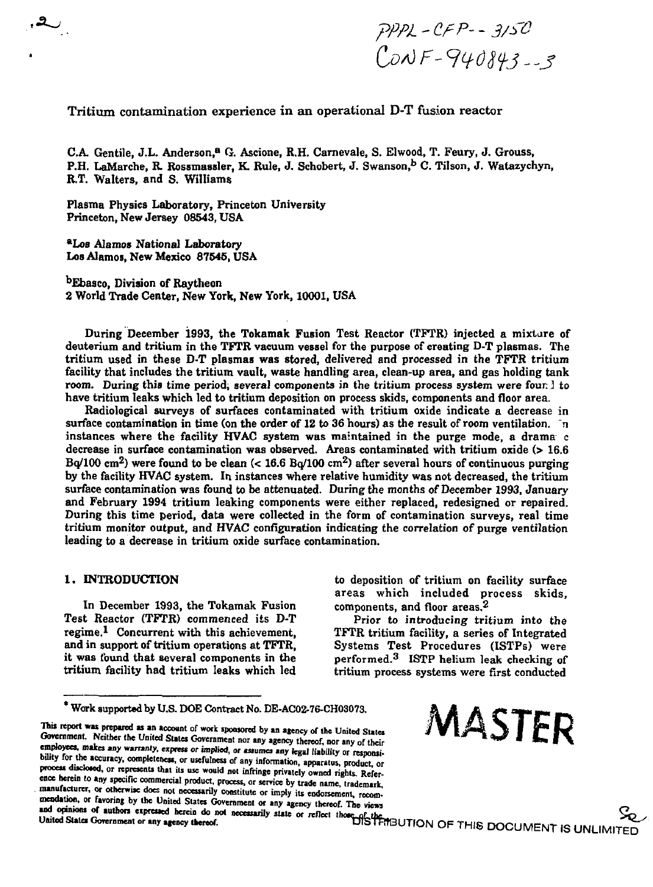PPPL-CFP--3150
CONF-940843--3

# Tritium contamination experience in an operational D-T fusion reactor

C.A. Gentile, J.L. Anderson,[a] G. Ascione, R.H. Carnevale, S. Elwood, T. Feury, J. Grouss, P.H. LaMarche, R. Rossmassler, K. Rule, J. Schobert, J. Swanson,[b] C. Tilson, J. Watazychyn, R.T. Walters, and S. Williams

Plasma Physics Laboratory, Princeton University
Princeton, New Jersey 08543, USA

[a]Los Alamos National Laboratory
Los Alamos, New Mexico 87545, USA

[b]Ebasco, Division of Raytheon
2 World Trade Center, New York, New York, 10001, USA

During December 1993, the Tokamak Fusion Test Reactor (TFTR) injected a mixture of deuterium and tritium in the TFTR vacuum vessel for the purpose of creating D-T plasmas. The tritium used in these D-T plasmas was stored, delivered and processed in the TFTR tritium facility that includes the tritium vault, waste handling area, clean-up area, and gas holding tank room. During this time period, several components in the tritium process system were found to have tritium leaks which led to tritium deposition on process skids, components and floor area.

Radiological surveys of surfaces contaminated with tritium oxide indicate a decrease in surface contamination in time (on the order of 12 to 36 hours) as the result of room ventilation. In instances where the facility HVAC system was maintained in the purge mode, a dramatic decrease in surface contamination was observed. Areas contaminated with tritium oxide (> 16.6 Bq/100 cm$^2$) were found to be clean (< 16.6 Bq/100 cm$^2$) after several hours of continuous purging by the facility HVAC system. In instances where relative humidity was not decreased, the tritium surface contamination was found to be attenuated. During the months of December 1993, January and February 1994 tritium leaking components were either replaced, redesigned or repaired. During this time period, data were collected in the form of contamination surveys, real time tritium monitor output, and HVAC configuration indicating the correlation of purge ventilation leading to a decrease in tritium oxide surface contamination.

## 1. INTRODUCTION

In December 1993, the Tokamak Fusion Test Reactor (TFTR) commenced its D-T regime.[1] Concurrent with this achievement, and in support of tritium operations at TFTR, it was found that several components in the tritium facility had tritium leaks which led to deposition of tritium on facility surface areas which included process skids, components, and floor areas.[2]

Prior to introducing tritium into the TFTR tritium facility, a series of Integrated Systems Test Procedures (ISTPs) were performed.[3] ISTP helium leak checking of tritium process systems were first conducted

* Work supported by U.S. DOE Contract No. DE-AC02-76-CH03073.

This report was prepared as an account of work sponsored by an agency of the United States Government. Neither the United States Government nor any agency thereof, nor any of their employees, makes any warranty, express or implied, or assumes any legal liability or responsibility for the accuracy, completeness, or usefulness of any information, apparatus, product, or process disclosed, or represents that its use would not infringe privately owned rights. Reference herein to any specific commercial product, process, or service by trade name, trademark, manufacturer, or otherwise does not necessarily constitute or imply its endorsement, recommendation, or favoring by the United States Government or any agency thereof. The views and opinions of authors expressed herein do not necessarily state or reflect those of the United States Government or any agency thereof.

MASTER

DISTRIBUTION OF THIS DOCUMENT IS UNLIMITED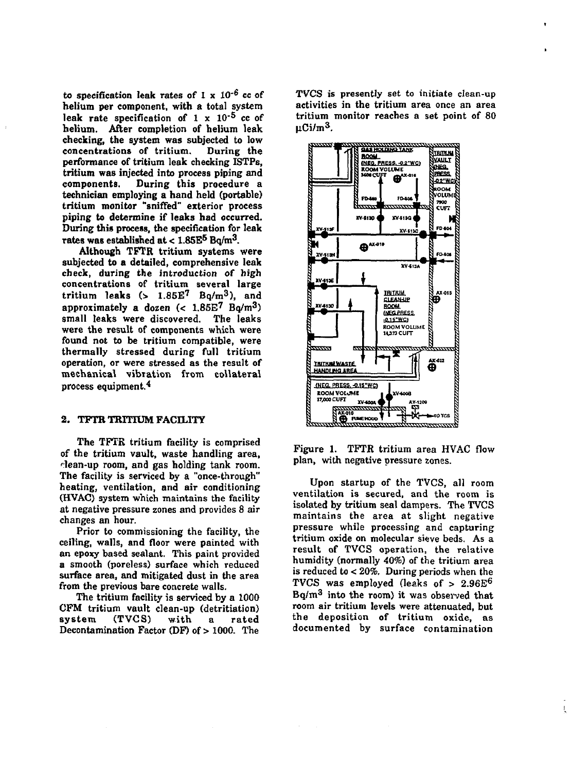to specification leak rates of $1 \times 10^{-6}$ cc of helium per component, with a total system leak rate specification of $1 \times 10^{-5}$ cc of helium. After completion of helium leak checking, the system was subjected to low concentrations of tritium. During the performance of tritium leak checking ISTPs, tritium was injected into process piping and components. During this procedure a technician employing a hand held (portable) tritium monitor "sniffed" exterior process piping to determine if leaks had occurred. During this process, the specification for leak rates was established at < $1.85E^5$ Bq/m$^3$.

Although TFTR tritium systems were subjected to a detailed, comprehensive leak check, during the introduction of high concentrations of tritium several large tritium leaks (> $1.85E^7$ Bq/m$^3$), and approximately a dozen (< $1.85E^7$ Bq/m$^3$) small leaks were discovered. The leaks were the result of components which were found not to be tritium compatible, were thermally stressed during full tritium operation, or were stressed as the result of mechanical vibration from collateral process equipment.[4]

## 2. TFTR TRITIUM FACILITY

The TFTR tritium facility is comprised of the tritium vault, waste handling area, clean-up room, and gas holding tank room. The facility is serviced by a "once-through" heating, ventilation, and air conditioning (HVAC) system which maintains the facility at negative pressure zones and provides 8 air changes an hour.

Prior to commissioning the facility, the ceiling, walls, and floor were painted with an epoxy based sealant. This paint provided a smooth (poreless) surface which reduced surface area, and mitigated dust in the area from the previous bare concrete walls.

The tritium facility is serviced by a 1000 CFM tritium vault clean-up (detritiation) system (TVCS) with a rated Decontamination Factor (DF) of > 1000. The TVCS is presently set to initiate clean-up activities in the tritium area once an area tritium monitor reaches a set point of 80 $\mu$Ci/m$^3$.

Figure 1. TFTR tritium area HVAC flow plan, with negative pressure zones.

Upon startup of the TVCS, all room ventilation is secured, and the room is isolated by tritium seal dampers. The TVCS maintains the area at slight negative pressure while processing and capturing tritium oxide on molecular sieve beds. As a result of TVCS operation, the relative humidity (normally 40%) of the tritium area is reduced to < 20%. During periods when the TVCS was employed (leaks of > $2.96E^6$ Bq/m$^3$ into the room) it was observed that room air tritium levels were attenuated, but the deposition of tritium oxide, as documented by surface contamination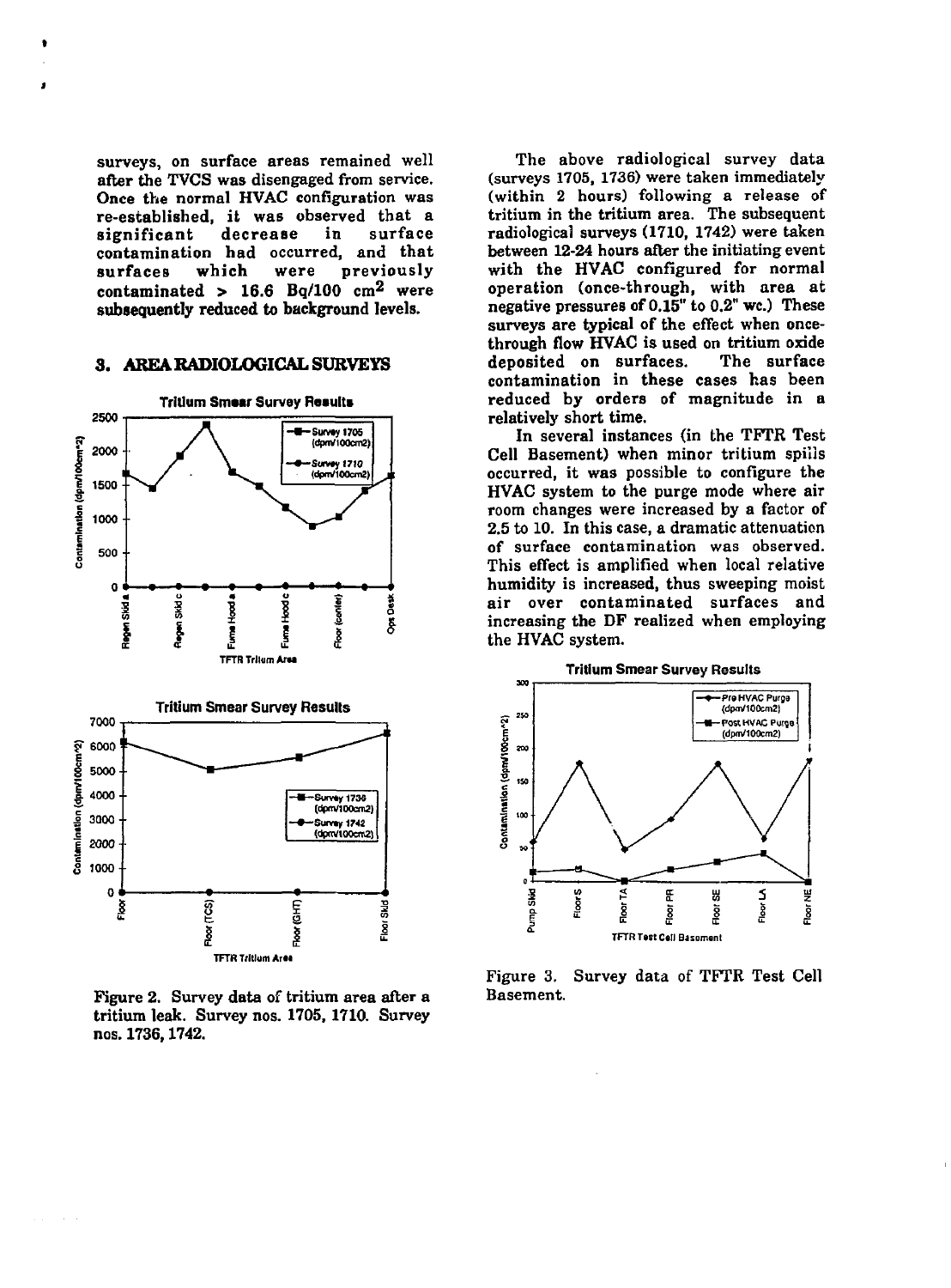surveys, on surface areas remained well after the TVCS was disengaged from service. Once the normal HVAC configuration was re-established, it was observed that a significant decrease in surface contamination had occurred, and that surfaces which were previously contaminated > 16.6 Bq/100 $cm^2$ were **subsequently reduced to background levels.**

## 3. AREA RADIOLOGICAL SURVEYS

Figure 2. Survey data of tritium area after a tritium leak. Survey nos. 1705, 1710. Survey nos. 1736, 1742.

The above radiological survey data (surveys 1705, 1736) were taken immediately (within 2 hours) following a release of tritium in the tritium area. The subsequent radiological surveys (1710, 1742) were taken between 12-24 hours after the initiating event with the HVAC configured for normal operation (once-through, with area at negative pressures of 0.15" to 0.2" wc.) These surveys are typical of the effect when once-through flow HVAC is used on tritium oxide deposited on surfaces. The surface contamination in these cases has been reduced by orders of magnitude in a relatively short time.

In several instances (in the TFTR Test Cell Basement) when minor tritium spills occurred, it was possible to configure the HVAC system to the purge mode where air room changes were increased by a factor of 2.5 to 10. In this case, a dramatic attenuation of surface contamination was observed. This effect is amplified when local relative humidity is increased, thus sweeping moist air over contaminated surfaces and increasing the DF realized when employing the HVAC system.

Figure 3. Survey data of TFTR Test Cell Basement.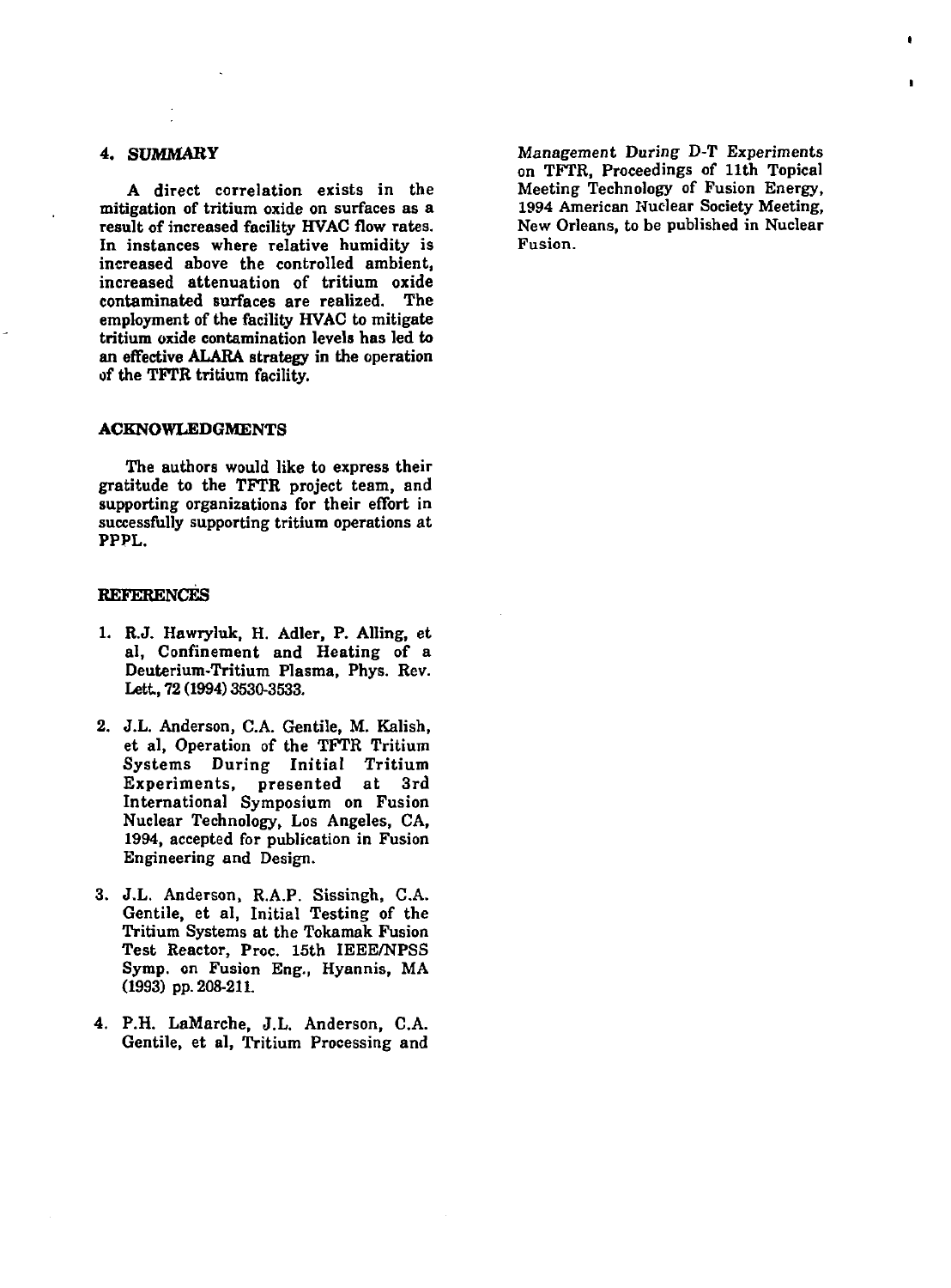## 4. SUMMARY

A direct correlation exists in the mitigation of tritium oxide on surfaces as a result of increased facility HVAC flow rates. In instances where relative humidity is increased above the controlled ambient, increased attenuation of tritium oxide contaminated surfaces are realized. The employment of the facility HVAC to mitigate tritium oxide contamination levels has led to an effective ALARA strategy in the operation of the TFTR tritium facility.

## ACKNOWLEDGMENTS

The authors would like to express their gratitude to the TFTR project team, and supporting organizations for their effort in successfully supporting tritium operations at PPPL.

## REFERENCES

1. R.J. Hawryluk, H. Adler, P. Alling, et al, Confinement and Heating of a Deuterium-Tritium Plasma, Phys. Rev. Lett., 72 (1994) 3530-3533.

2. J.L. Anderson, C.A. Gentile, M. Kalish, et al, Operation of the TFTR Tritium Systems During Initial Tritium Experiments, presented at 3rd International Symposium on Fusion Nuclear Technology, Los Angeles, CA, 1994, accepted for publication in Fusion Engineering and Design.

3. J.L. Anderson, R.A.P. Sissingh, C.A. Gentile, et al, Initial Testing of the Tritium Systems at the Tokamak Fusion Test Reactor, Proc. 15th IEEE/NPSS Symp. on Fusion Eng., Hyannis, MA (1993) pp. 208-211.

4. P.H. LaMarche, J.L. Anderson, C.A. Gentile, et al, Tritium Processing and *Management During D-T Experiments on TFTR, Proceedings of 11th Topical Meeting Technology of Fusion Energy,* 1994 American Nuclear Society Meeting, New Orleans, to be published in Nuclear Fusion.